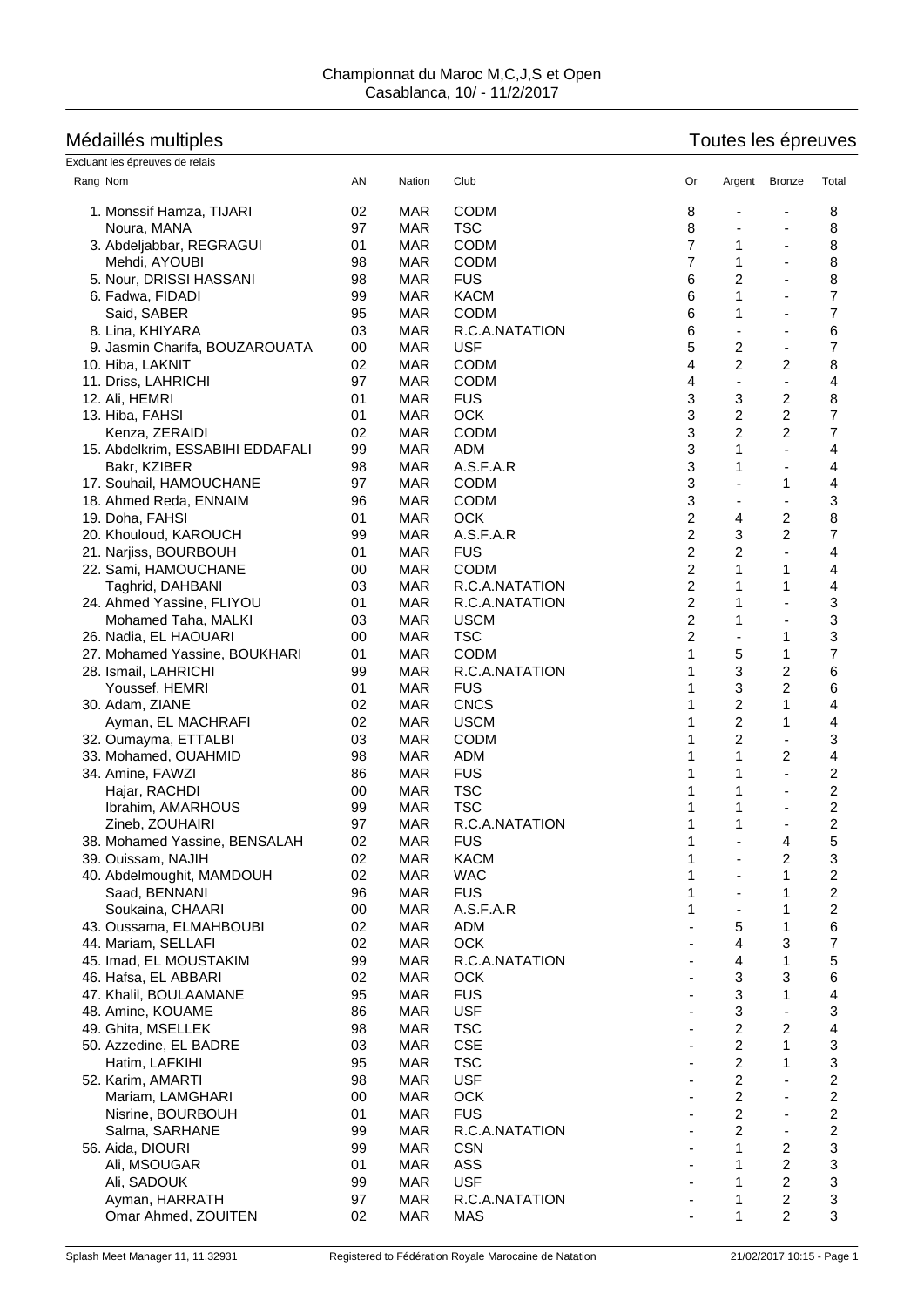Championnat du Maroc M,C,J,S et Open
Casablanca, 10/ - 11/2/2017

## Médaillés multiples — Toutes les épreuves

Excluant les épreuves de relais

| Rang | Nom | AN | Nation | Club | Or | Argent | Bronze | Total |
|---|---|---|---|---|---|---|---|---|
| 1. | Monssif Hamza, TIJARI | 02 | MAR | CODM | 8 | - | - | 8 |
| | Noura, MANA | 97 | MAR | TSC | 8 | - | - | 8 |
| 3. | Abdeljabbar, REGRAGUI | 01 | MAR | CODM | 7 | 1 | - | 8 |
| | Mehdi, AYOUBI | 98 | MAR | CODM | 7 | 1 | - | 8 |
| 5. | Nour, DRISSI HASSANI | 98 | MAR | FUS | 6 | 2 | - | 8 |
| 6. | Fadwa, FIDADI | 99 | MAR | KACM | 6 | 1 | - | 7 |
| | Said, SABER | 95 | MAR | CODM | 6 | 1 | - | 7 |
| 8. | Lina, KHIYARA | 03 | MAR | R.C.A.NATATION | 6 | - | - | 6 |
| 9. | Jasmin Charifa, BOUZAROUATA | 00 | MAR | USF | 5 | 2 | - | 7 |
| 10. | Hiba, LAKNIT | 02 | MAR | CODM | 4 | 2 | 2 | 8 |
| 11. | Driss, LAHRICHI | 97 | MAR | CODM | 4 | - | - | 4 |
| 12. | Ali, HEMRI | 01 | MAR | FUS | 3 | 3 | 2 | 8 |
| 13. | Hiba, FAHSI | 01 | MAR | OCK | 3 | 2 | 2 | 7 |
| | Kenza, ZERAIDI | 02 | MAR | CODM | 3 | 2 | 2 | 7 |
| 15. | Abdelkrim, ESSABIHI EDDAFALI | 99 | MAR | ADM | 3 | 1 | - | 4 |
| | Bakr, KZIBER | 98 | MAR | A.S.F.A.R | 3 | 1 | - | 4 |
| 17. | Souhail, HAMOUCHANE | 97 | MAR | CODM | 3 | - | 1 | 4 |
| 18. | Ahmed Reda, ENNAIM | 96 | MAR | CODM | 3 | - | - | 3 |
| 19. | Doha, FAHSI | 01 | MAR | OCK | 2 | 4 | 2 | 8 |
| 20. | Khouloud, KAROUCH | 99 | MAR | A.S.F.A.R | 2 | 3 | 2 | 7 |
| 21. | Narjiss, BOURBOUH | 01 | MAR | FUS | 2 | 2 | - | 4 |
| 22. | Sami, HAMOUCHANE | 00 | MAR | CODM | 2 | 1 | 1 | 4 |
| | Taghrid, DAHBANI | 03 | MAR | R.C.A.NATATION | 2 | 1 | 1 | 4 |
| 24. | Ahmed Yassine, FLIYOU | 01 | MAR | R.C.A.NATATION | 2 | 1 | - | 3 |
| | Mohamed Taha, MALKI | 03 | MAR | USCM | 2 | 1 | - | 3 |
| 26. | Nadia, EL HAOUARI | 00 | MAR | TSC | 2 | - | 1 | 3 |
| 27. | Mohamed Yassine, BOUKHARI | 01 | MAR | CODM | 1 | 5 | 1 | 7 |
| 28. | Ismail, LAHRICHI | 99 | MAR | R.C.A.NATATION | 1 | 3 | 2 | 6 |
| | Youssef, HEMRI | 01 | MAR | FUS | 1 | 3 | 2 | 6 |
| 30. | Adam, ZIANE | 02 | MAR | CNCS | 1 | 2 | 1 | 4 |
| | Ayman, EL MACHRAFI | 02 | MAR | USCM | 1 | 2 | 1 | 4 |
| 32. | Oumayma, ETTALBI | 03 | MAR | CODM | 1 | 2 | - | 3 |
| 33. | Mohamed, OUAHMID | 98 | MAR | ADM | 1 | 1 | 2 | 4 |
| 34. | Amine, FAWZI | 86 | MAR | FUS | 1 | 1 | - | 2 |
| | Hajar, RACHDI | 00 | MAR | TSC | 1 | 1 | - | 2 |
| | Ibrahim, AMARHOUS | 99 | MAR | TSC | 1 | 1 | - | 2 |
| | Zineb, ZOUHAIRI | 97 | MAR | R.C.A.NATATION | 1 | 1 | - | 2 |
| 38. | Mohamed Yassine, BENSALAH | 02 | MAR | FUS | 1 | - | 4 | 5 |
| 39. | Ouissam, NAJIH | 02 | MAR | KACM | 1 | - | 2 | 3 |
| 40. | Abdelmoughit, MAMDOUH | 02 | MAR | WAC | 1 | - | 1 | 2 |
| | Saad, BENNANI | 96 | MAR | FUS | 1 | - | 1 | 2 |
| | Soukaina, CHAARI | 00 | MAR | A.S.F.A.R | 1 | - | 1 | 2 |
| 43. | Oussama, ELMAHBOUBI | 02 | MAR | ADM | - | 5 | 1 | 6 |
| 44. | Mariam, SELLAFI | 02 | MAR | OCK | - | 4 | 3 | 7 |
| 45. | Imad, EL MOUSTAKIM | 99 | MAR | R.C.A.NATATION | - | 4 | 1 | 5 |
| 46. | Hafsa, EL ABBARI | 02 | MAR | OCK | - | 3 | 3 | 6 |
| 47. | Khalil, BOULAAMANE | 95 | MAR | FUS | - | 3 | 1 | 4 |
| 48. | Amine, KOUAME | 86 | MAR | USF | - | 3 | - | 3 |
| 49. | Ghita, MSELLEK | 98 | MAR | TSC | - | 2 | 2 | 4 |
| 50. | Azzedine, EL BADRE | 03 | MAR | CSE | - | 2 | 1 | 3 |
| | Hatim, LAFKIHI | 95 | MAR | TSC | - | 2 | 1 | 3 |
| 52. | Karim, AMARTI | 98 | MAR | USF | - | 2 | - | 2 |
| | Mariam, LAMGHARI | 00 | MAR | OCK | - | 2 | - | 2 |
| | Nisrine, BOURBOUH | 01 | MAR | FUS | - | 2 | - | 2 |
| | Salma, SARHANE | 99 | MAR | R.C.A.NATATION | - | 2 | - | 2 |
| 56. | Aida, DIOURI | 99 | MAR | CSN | - | 1 | 2 | 3 |
| | Ali, MSOUGAR | 01 | MAR | ASS | - | 1 | 2 | 3 |
| | Ali, SADOUK | 99 | MAR | USF | - | 1 | 2 | 3 |
| | Ayman, HARRATH | 97 | MAR | R.C.A.NATATION | - | 1 | 2 | 3 |
| | Omar Ahmed, ZOUITEN | 02 | MAR | MAS | - | 1 | 2 | 3 |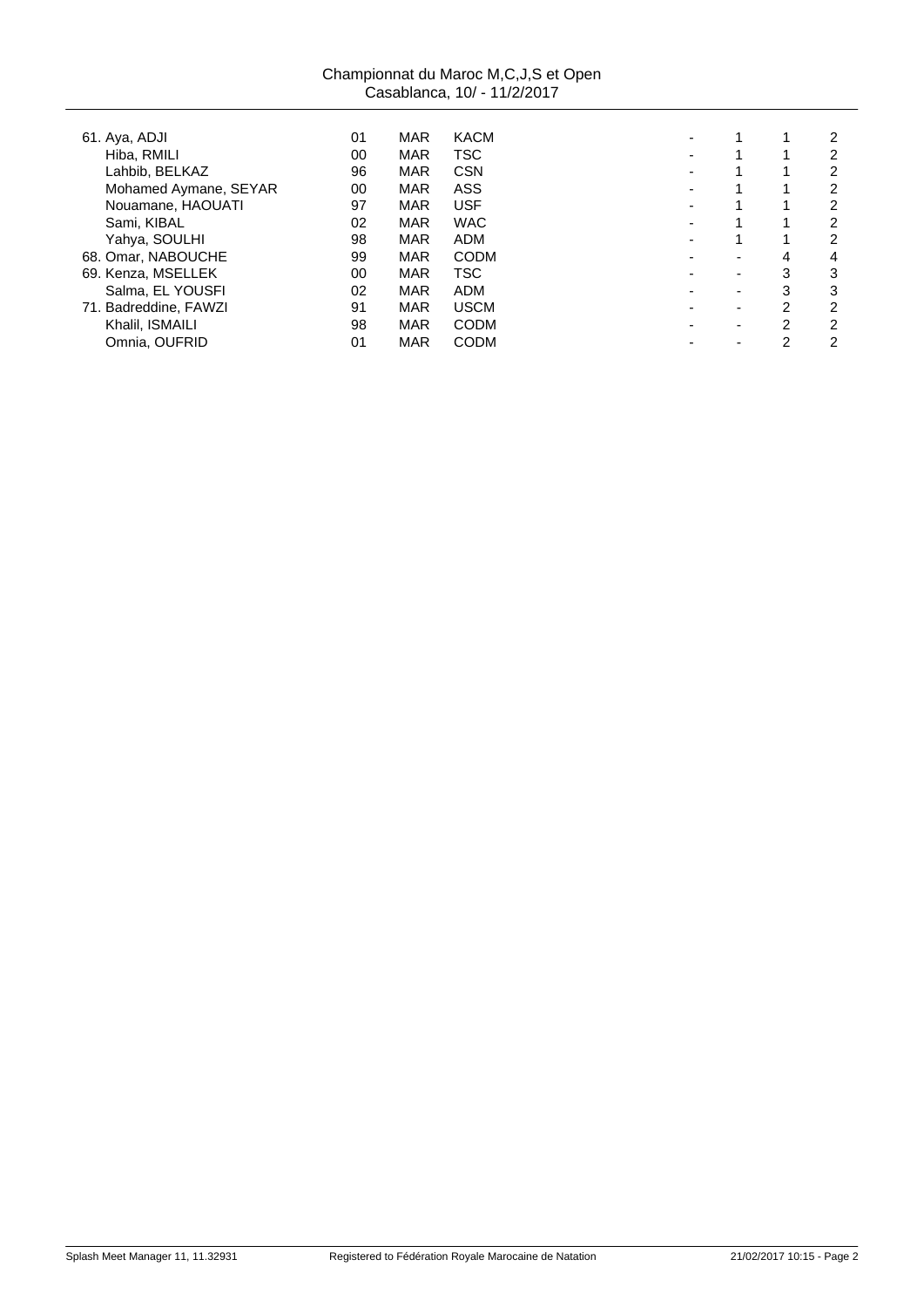| | | | | | | | |
|---|---|---|---|---|---|---|---|
| 61. Aya, ADJI | 01 | MAR | KACM | - | 1 | 1 | 2 |
| Hiba, RMILI | 00 | MAR | TSC | - | 1 | 1 | 2 |
| Lahbib, BELKAZ | 96 | MAR | CSN | - | 1 | 1 | 2 |
| Mohamed Aymane, SEYAR | 00 | MAR | ASS | - | 1 | 1 | 2 |
| Nouamane, HAOUATI | 97 | MAR | USF | - | 1 | 1 | 2 |
| Sami, KIBAL | 02 | MAR | WAC | - | 1 | 1 | 2 |
| Yahya, SOULHI | 98 | MAR | ADM | - | 1 | 1 | 2 |
| 68. Omar, NABOUCHE | 99 | MAR | CODM | - | - | 4 | 4 |
| 69. Kenza, MSELLEK | 00 | MAR | TSC | - | - | 3 | 3 |
| Salma, EL YOUSFI | 02 | MAR | ADM | - | - | 3 | 3 |
| 71. Badreddine, FAWZI | 91 | MAR | USCM | - | - | 2 | 2 |
| Khalil, ISMAILI | 98 | MAR | CODM | - | - | 2 | 2 |
| Omnia, OUFRID | 01 | MAR | CODM | - | - | 2 | 2 |